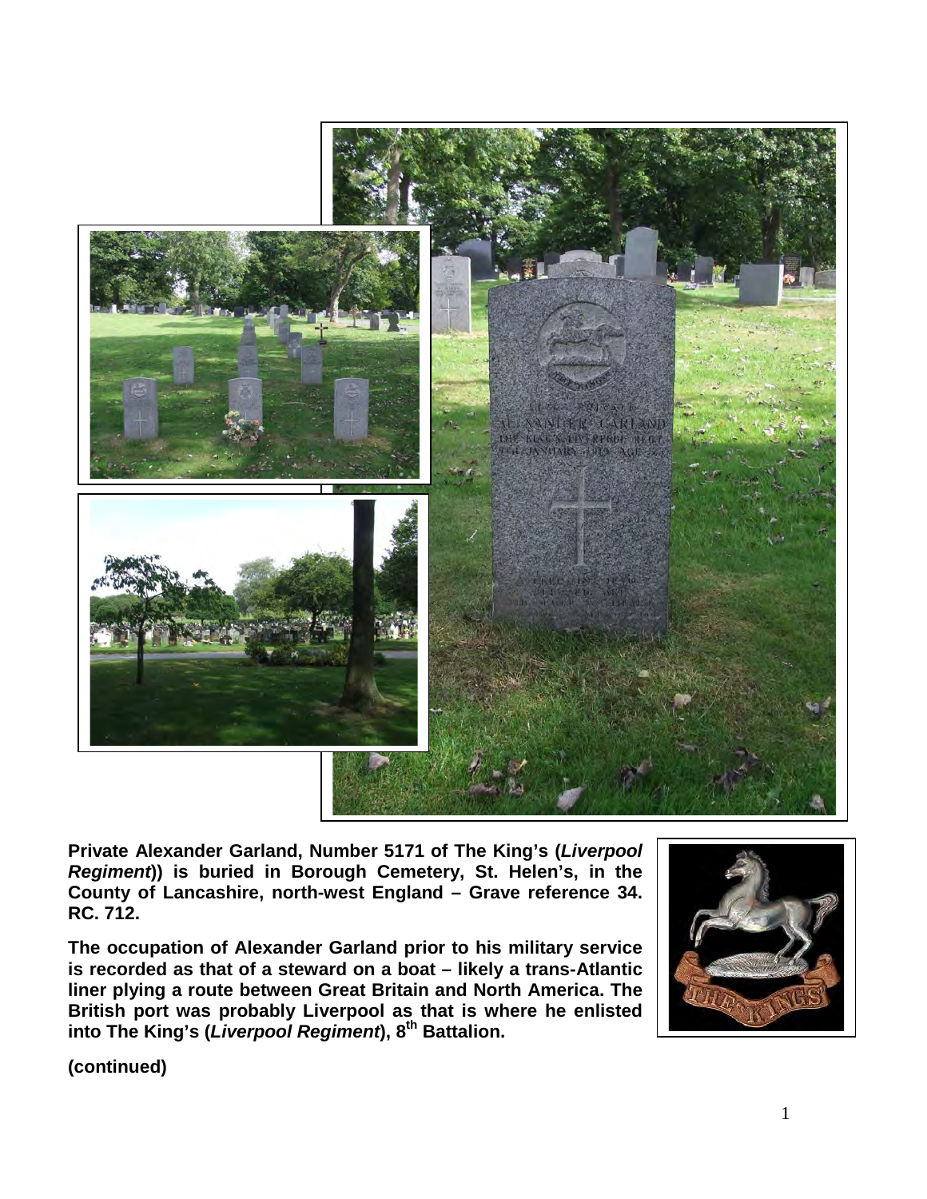**Private Alexander Garland, Number 5171 of The King's (*Liverpool Regiment*)) is buried in Borough Cemetery, St. Helen's, in the County of Lancashire, north-west England – Grave reference 34. RC. 712.**

**The occupation of Alexander Garland prior to his military service is recorded as that of a steward on a boat – likely a trans-Atlantic liner plying a route between Great Britain and North America. The British port was probably Liverpool as that is where he enlisted into The King's (*Liverpool Regiment*), 8th Battalion.**

**(continued)**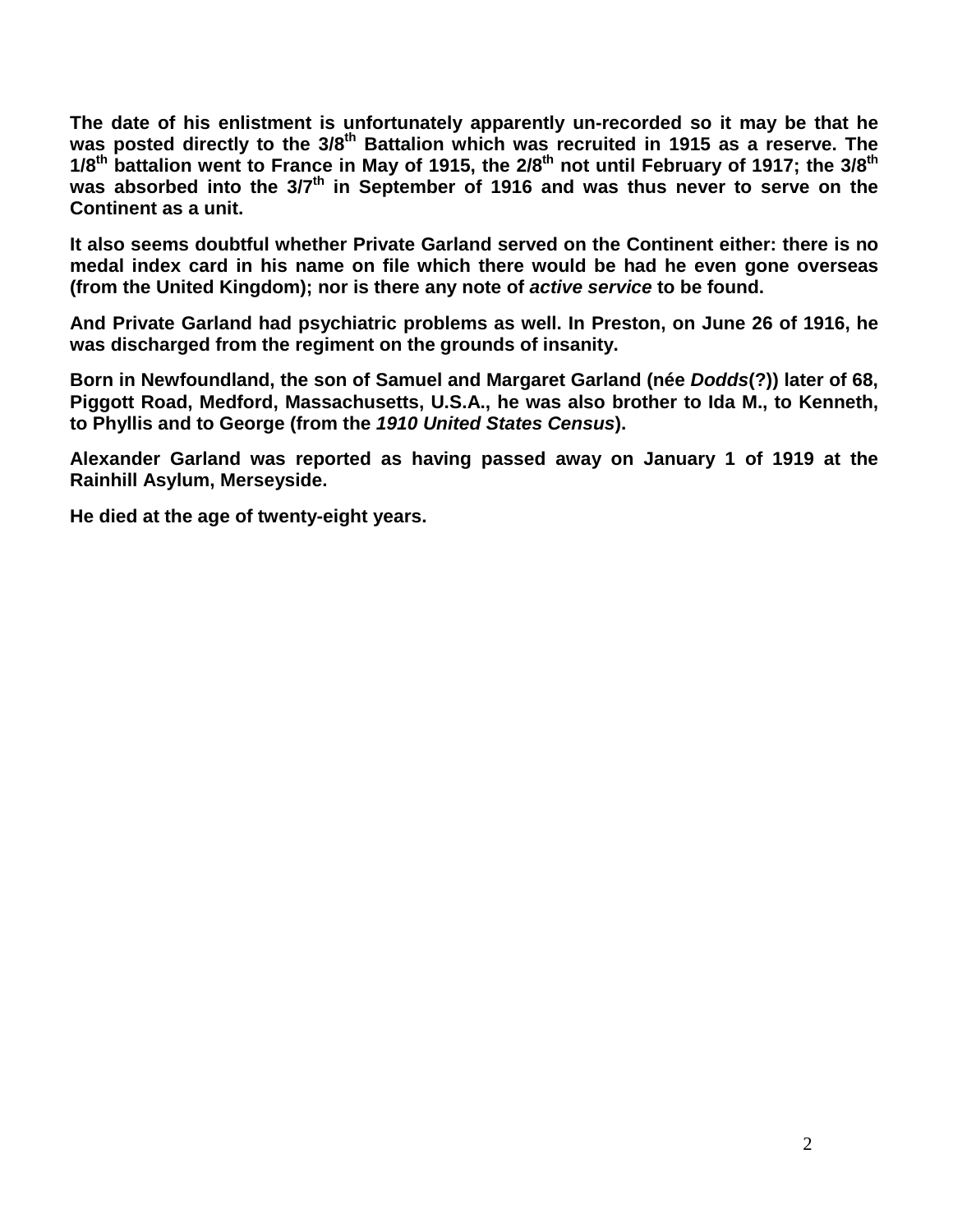**The date of his enlistment is unfortunately apparently un-recorded so it may be that he was posted directly to the 3/8th Battalion which was recruited in 1915 as a reserve. The 1/8th battalion went to France in May of 1915, the 2/8th not until February of 1917; the 3/8th was absorbed into the 3/7th in September of 1916 and was thus never to serve on the Continent as a unit.**

**It also seems doubtful whether Private Garland served on the Continent either: there is no medal index card in his name on file which there would be had he even gone overseas (from the United Kingdom); nor is there any note of *active service* to be found.**

**And Private Garland had psychiatric problems as well. In Preston, on June 26 of 1916, he was discharged from the regiment on the grounds of insanity.**

**Born in Newfoundland, the son of Samuel and Margaret Garland (née *Dodds*(?)) later of 68, Piggott Road, Medford, Massachusetts, U.S.A., he was also brother to Ida M., to Kenneth, to Phyllis and to George (from the *1910 United States Census*).**

**Alexander Garland was reported as having passed away on January 1 of 1919 at the Rainhill Asylum, Merseyside.**

**He died at the age of twenty-eight years.**